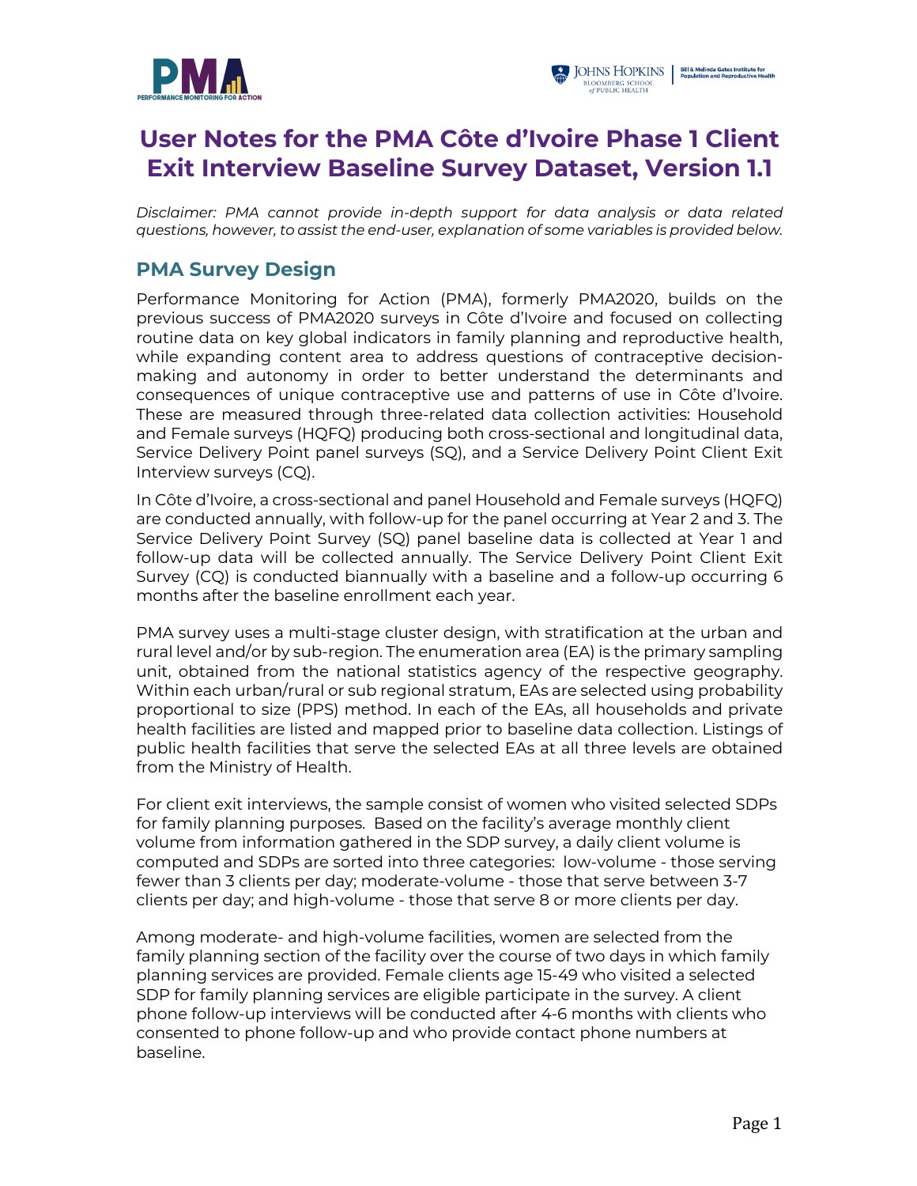# User Notes for the PMA Côte d'Ivoire Phase 1 Client Exit Interview Baseline Survey Dataset, Version 1.1

*Disclaimer: PMA cannot provide in-depth support for data analysis or data related questions, however, to assist the end-user, explanation of some variables is provided below.*

## PMA Survey Design

Performance Monitoring for Action (PMA), formerly PMA2020, builds on the previous success of PMA2020 surveys in Côte d'Ivoire and focused on collecting routine data on key global indicators in family planning and reproductive health, while expanding content area to address questions of contraceptive decision-making and autonomy in order to better understand the determinants and consequences of unique contraceptive use and patterns of use in Côte d'Ivoire. These are measured through three-related data collection activities: Household and Female surveys (HQFQ) producing both cross-sectional and longitudinal data, Service Delivery Point panel surveys (SQ), and a Service Delivery Point Client Exit Interview surveys (CQ).

In Côte d'Ivoire, a cross-sectional and panel Household and Female surveys (HQFQ) are conducted annually, with follow-up for the panel occurring at Year 2 and 3. The Service Delivery Point Survey (SQ) panel baseline data is collected at Year 1 and follow-up data will be collected annually. The Service Delivery Point Client Exit Survey (CQ) is conducted biannually with a baseline and a follow-up occurring 6 months after the baseline enrollment each year.

PMA survey uses a multi-stage cluster design, with stratification at the urban and rural level and/or by sub-region. The enumeration area (EA) is the primary sampling unit, obtained from the national statistics agency of the respective geography. Within each urban/rural or sub regional stratum, EAs are selected using probability proportional to size (PPS) method. In each of the EAs, all households and private health facilities are listed and mapped prior to baseline data collection. Listings of public health facilities that serve the selected EAs at all three levels are obtained from the Ministry of Health.

For client exit interviews, the sample consist of women who visited selected SDPs for family planning purposes. Based on the facility's average monthly client volume from information gathered in the SDP survey, a daily client volume is computed and SDPs are sorted into three categories: low-volume - those serving fewer than 3 clients per day; moderate-volume - those that serve between 3-7 clients per day; and high-volume - those that serve 8 or more clients per day.

Among moderate- and high-volume facilities, women are selected from the family planning section of the facility over the course of two days in which family planning services are provided. Female clients age 15-49 who visited a selected SDP for family planning services are eligible participate in the survey. A client phone follow-up interviews will be conducted after 4-6 months with clients who consented to phone follow-up and who provide contact phone numbers at baseline.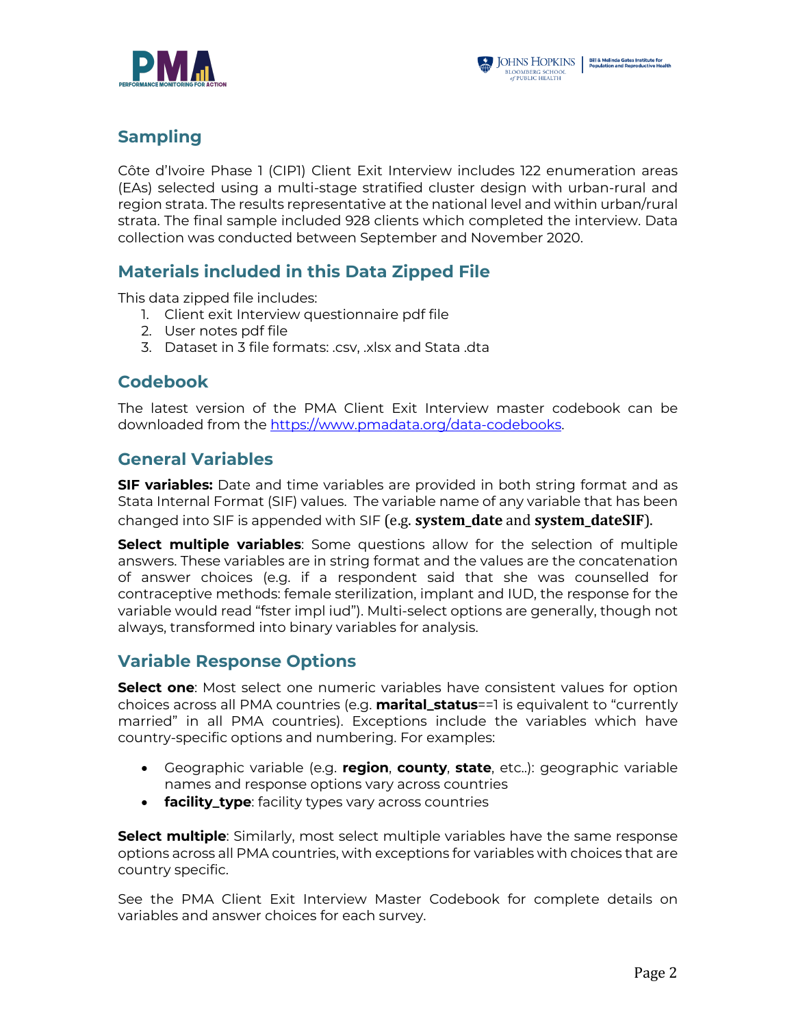## Sampling

Côte d'Ivoire Phase 1 (CIP1) Client Exit Interview includes 122 enumeration areas (EAs) selected using a multi-stage stratified cluster design with urban-rural and region strata. The results representative at the national level and within urban/rural strata. The final sample included 928 clients which completed the interview. Data collection was conducted between September and November 2020.

## Materials included in this Data Zipped File

This data zipped file includes:

1. Client exit Interview questionnaire pdf file
2. User notes pdf file
3. Dataset in 3 file formats: .csv, .xlsx and Stata .dta

## Codebook

The latest version of the PMA Client Exit Interview master codebook can be downloaded from the https://www.pmadata.org/data-codebooks.

## General Variables

**SIF variables:** Date and time variables are provided in both string format and as Stata Internal Format (SIF) values. The variable name of any variable that has been changed into SIF is appended with SIF (e.g. **system_date** and **system_dateSIF**).

**Select multiple variables**: Some questions allow for the selection of multiple answers. These variables are in string format and the values are the concatenation of answer choices (e.g. if a respondent said that she was counselled for contraceptive methods: female sterilization, implant and IUD, the response for the variable would read "fster impl iud"). Multi-select options are generally, though not always, transformed into binary variables for analysis.

## Variable Response Options

**Select one**: Most select one numeric variables have consistent values for option choices across all PMA countries (e.g. **marital_status**==1 is equivalent to "currently married" in all PMA countries). Exceptions include the variables which have country-specific options and numbering. For examples:

- Geographic variable (e.g. **region**, **county**, **state**, etc..): geographic variable names and response options vary across countries
- **facility_type**: facility types vary across countries

**Select multiple**: Similarly, most select multiple variables have the same response options across all PMA countries, with exceptions for variables with choices that are country specific.

See the PMA Client Exit Interview Master Codebook for complete details on variables and answer choices for each survey.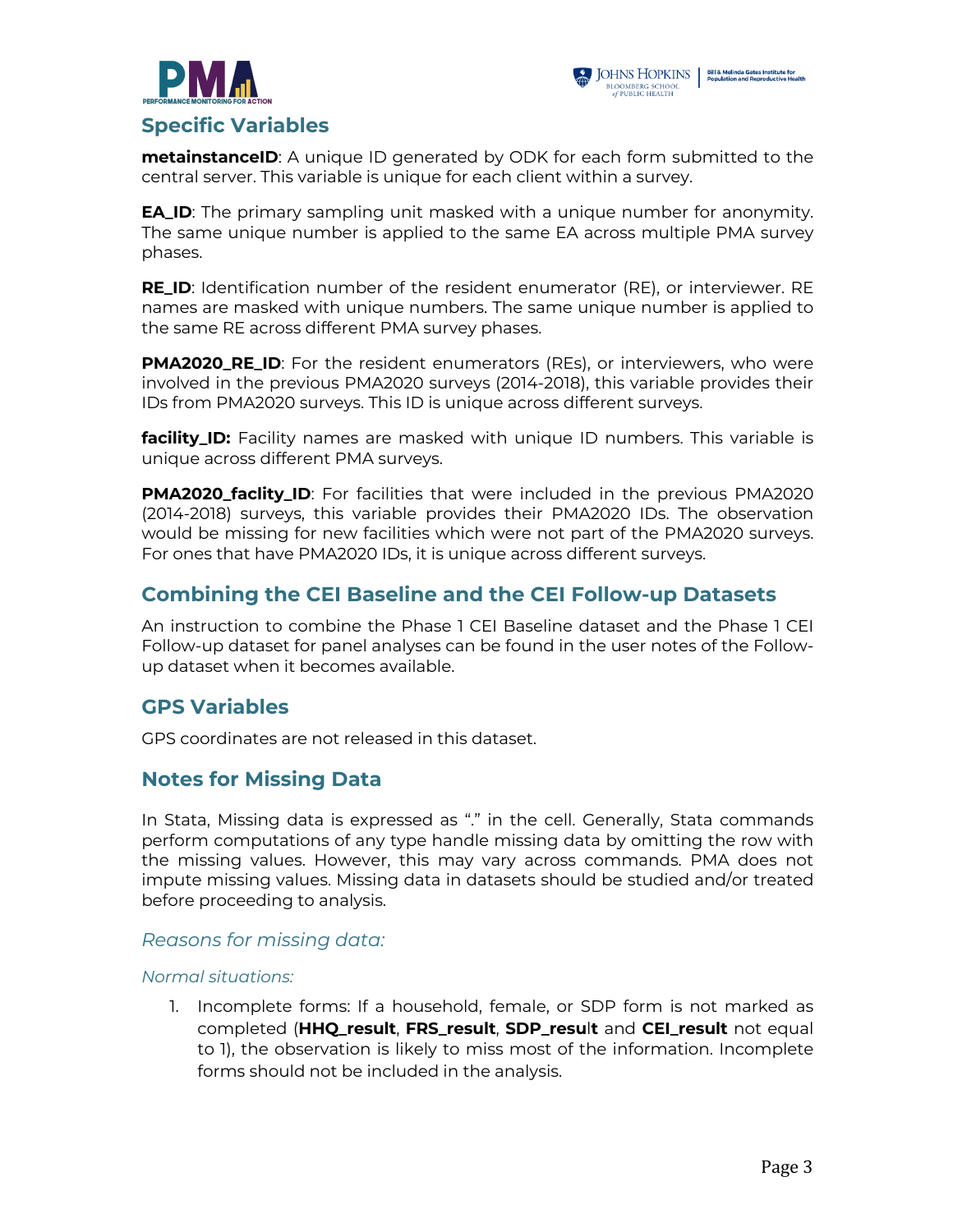## Specific Variables

**metainstanceID**: A unique ID generated by ODK for each form submitted to the central server. This variable is unique for each client within a survey.

**EA_ID**: The primary sampling unit masked with a unique number for anonymity. The same unique number is applied to the same EA across multiple PMA survey phases.

**RE_ID**: Identification number of the resident enumerator (RE), or interviewer. RE names are masked with unique numbers. The same unique number is applied to the same RE across different PMA survey phases.

**PMA2020_RE_ID**: For the resident enumerators (REs), or interviewers, who were involved in the previous PMA2020 surveys (2014-2018), this variable provides their IDs from PMA2020 surveys. This ID is unique across different surveys.

**facility_ID:** Facility names are masked with unique ID numbers. This variable is unique across different PMA surveys.

**PMA2020_faclity_ID**: For facilities that were included in the previous PMA2020 (2014-2018) surveys, this variable provides their PMA2020 IDs. The observation would be missing for new facilities which were not part of the PMA2020 surveys. For ones that have PMA2020 IDs, it is unique across different surveys.

## Combining the CEI Baseline and the CEI Follow-up Datasets

An instruction to combine the Phase 1 CEI Baseline dataset and the Phase 1 CEI Follow-up dataset for panel analyses can be found in the user notes of the Follow-up dataset when it becomes available.

## GPS Variables

GPS coordinates are not released in this dataset.

## Notes for Missing Data

In Stata, Missing data is expressed as "." in the cell. Generally, Stata commands perform computations of any type handle missing data by omitting the row with the missing values. However, this may vary across commands. PMA does not impute missing values. Missing data in datasets should be studied and/or treated before proceeding to analysis.

### *Reasons for missing data:*

#### *Normal situations:*

1. Incomplete forms: If a household, female, or SDP form is not marked as completed (**HHQ_result**, **FRS_result**, **SDP_result** and **CEI_result** not equal to 1), the observation is likely to miss most of the information. Incomplete forms should not be included in the analysis.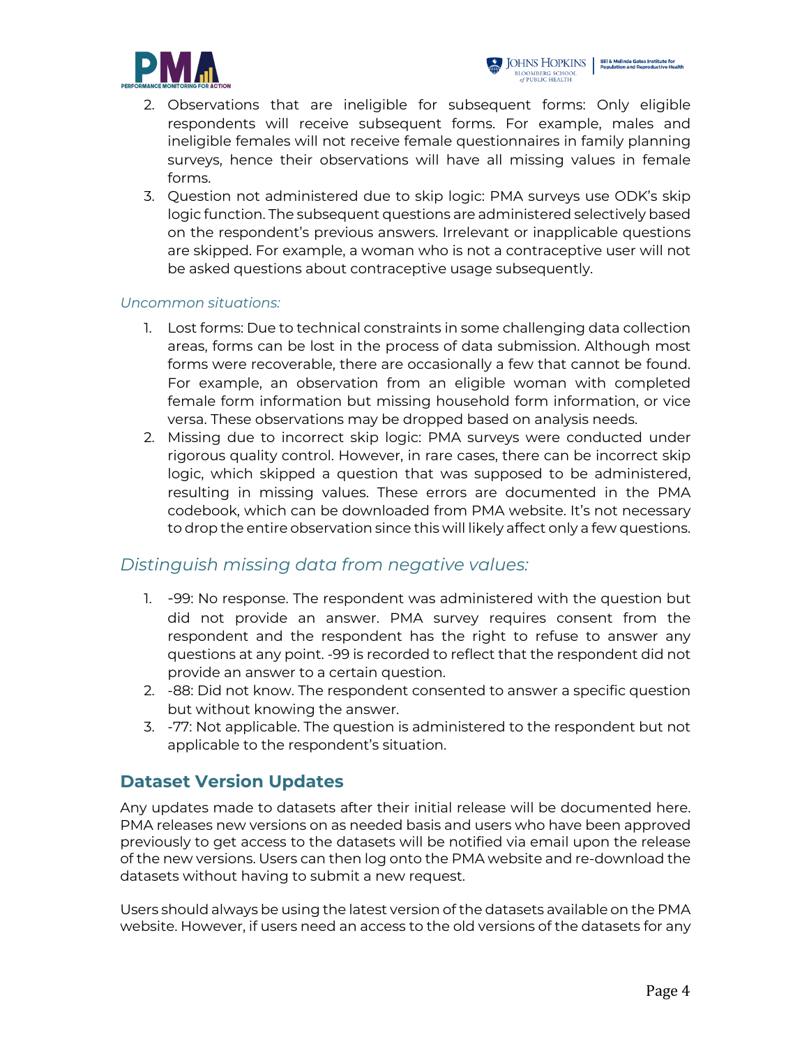2. Observations that are ineligible for subsequent forms: Only eligible respondents will receive subsequent forms. For example, males and ineligible females will not receive female questionnaires in family planning surveys, hence their observations will have all missing values in female forms.
3. Question not administered due to skip logic: PMA surveys use ODK's skip logic function. The subsequent questions are administered selectively based on the respondent's previous answers. Irrelevant or inapplicable questions are skipped. For example, a woman who is not a contraceptive user will not be asked questions about contraceptive usage subsequently.

*Uncommon situations:*

1. Lost forms: Due to technical constraints in some challenging data collection areas, forms can be lost in the process of data submission. Although most forms were recoverable, there are occasionally a few that cannot be found. For example, an observation from an eligible woman with completed female form information but missing household form information, or vice versa. These observations may be dropped based on analysis needs.
2. Missing due to incorrect skip logic: PMA surveys were conducted under rigorous quality control. However, in rare cases, there can be incorrect skip logic, which skipped a question that was supposed to be administered, resulting in missing values. These errors are documented in the PMA codebook, which can be downloaded from PMA website. It's not necessary to drop the entire observation since this will likely affect only a few questions.

### *Distinguish missing data from negative values:*

1. -99: No response. The respondent was administered with the question but did not provide an answer. PMA survey requires consent from the respondent and the respondent has the right to refuse to answer any questions at any point. -99 is recorded to reflect that the respondent did not provide an answer to a certain question.
2. -88: Did not know. The respondent consented to answer a specific question but without knowing the answer.
3. -77: Not applicable. The question is administered to the respondent but not applicable to the respondent's situation.

## Dataset Version Updates

Any updates made to datasets after their initial release will be documented here. PMA releases new versions on as needed basis and users who have been approved previously to get access to the datasets will be notified via email upon the release of the new versions. Users can then log onto the PMA website and re-download the datasets without having to submit a new request.

Users should always be using the latest version of the datasets available on the PMA website. However, if users need an access to the old versions of the datasets for any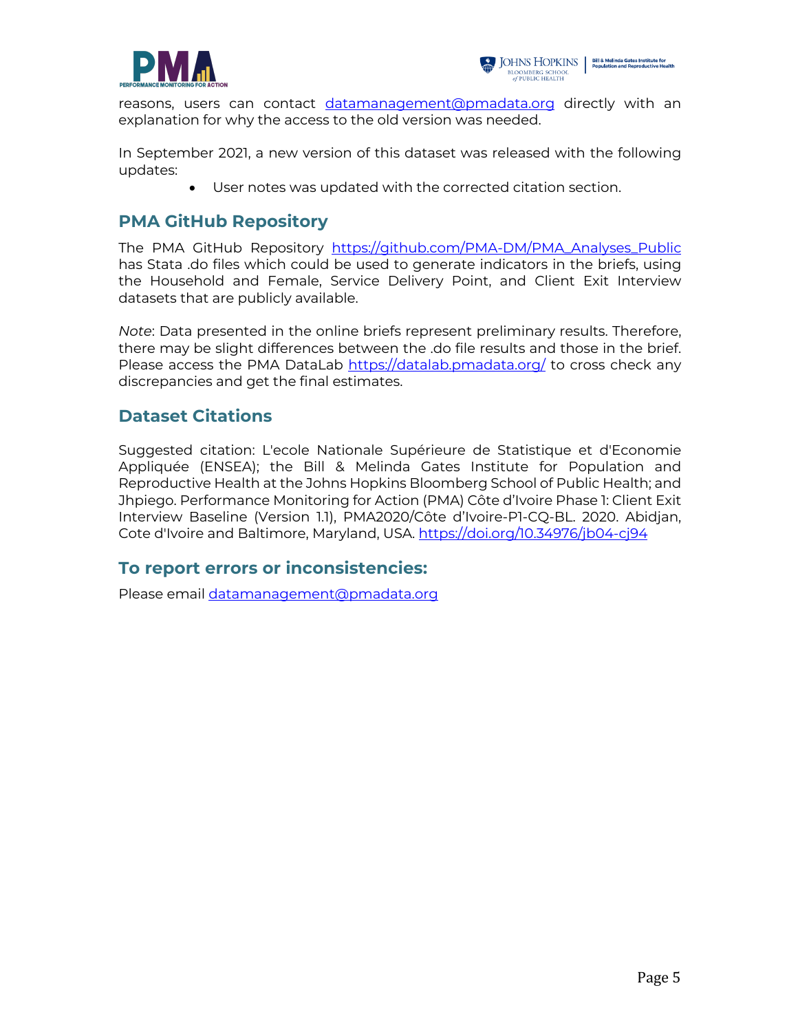reasons, users can contact datamanagement@pmadata.org directly with an explanation for why the access to the old version was needed.

In September 2021, a new version of this dataset was released with the following updates:

- User notes was updated with the corrected citation section.

## PMA GitHub Repository

The PMA GitHub Repository https://github.com/PMA-DM/PMA_Analyses_Public has Stata .do files which could be used to generate indicators in the briefs, using the Household and Female, Service Delivery Point, and Client Exit Interview datasets that are publicly available.

*Note*: Data presented in the online briefs represent preliminary results. Therefore, there may be slight differences between the .do file results and those in the brief. Please access the PMA DataLab https://datalab.pmadata.org/ to cross check any discrepancies and get the final estimates.

## Dataset Citations

Suggested citation: L'ecole Nationale Supérieure de Statistique et d'Economie Appliquée (ENSEA); the Bill & Melinda Gates Institute for Population and Reproductive Health at the Johns Hopkins Bloomberg School of Public Health; and Jhpiego. Performance Monitoring for Action (PMA) Côte d'Ivoire Phase 1: Client Exit Interview Baseline (Version 1.1), PMA2020/Côte d'Ivoire-P1-CQ-BL. 2020. Abidjan, Cote d'Ivoire and Baltimore, Maryland, USA. https://doi.org/10.34976/jb04-cj94

## To report errors or inconsistencies:

Please email datamanagement@pmadata.org